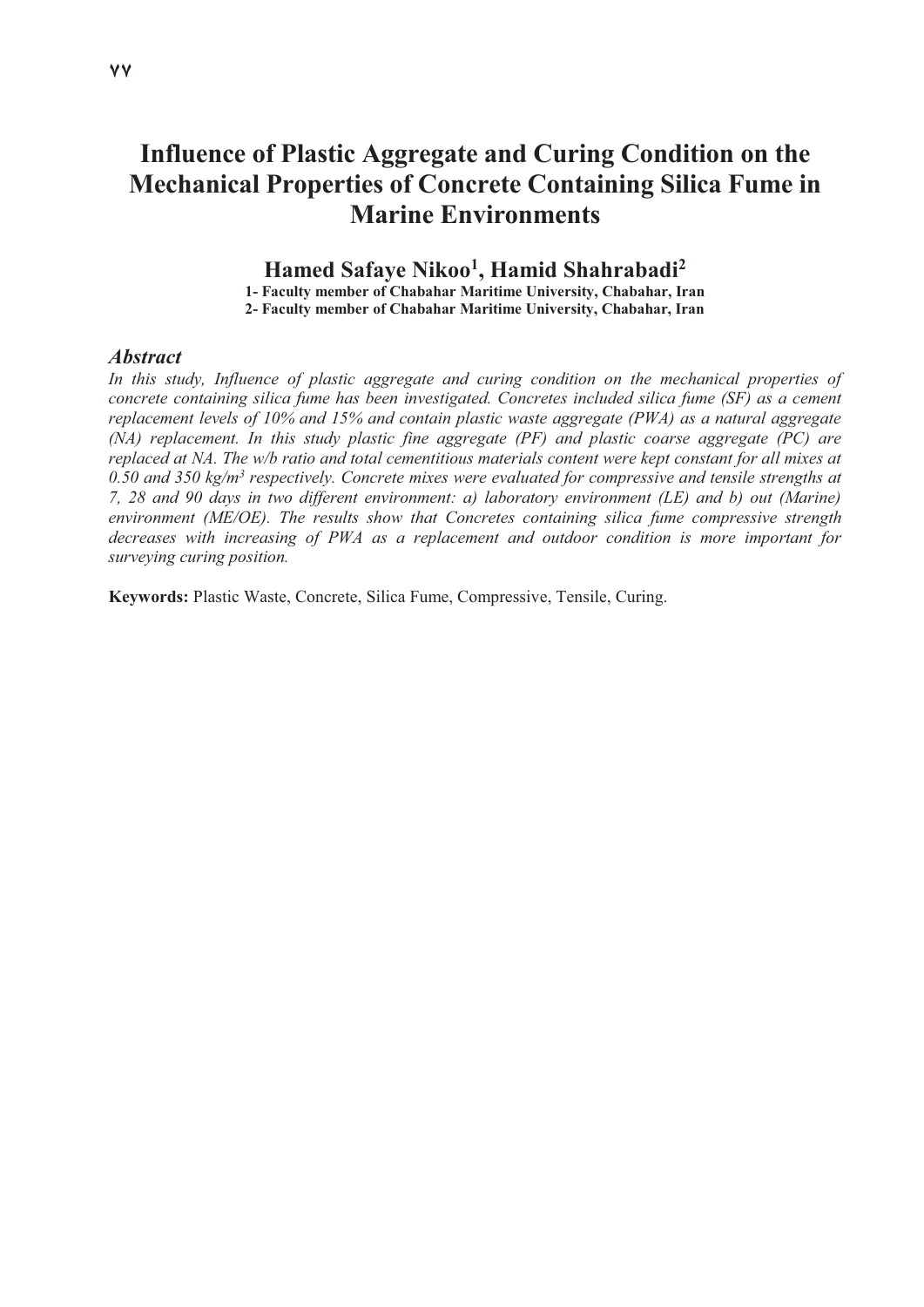# Influence of Plastic Aggregate and Curing Condition on the Mechanical Properties of Concrete Containing Silica Fume in Marine Environments

## Hamed Safaye Nikoo[1], Hamid Shahrabadi[2]

**1- Faculty member of Chabahar Maritime University, Chabahar, Iran**
**2- Faculty member of Chabahar Maritime University, Chabahar, Iran**

### *Abstract*

*In this study, Influence of plastic aggregate and curing condition on the mechanical properties of concrete containing silica fume has been investigated. Concretes included silica fume (SF) as a cement replacement levels of 10% and 15% and contain plastic waste aggregate (PWA) as a natural aggregate (NA) replacement. In this study plastic fine aggregate (PF) and plastic coarse aggregate (PC) are replaced at NA. The w/b ratio and total cementitious materials content were kept constant for all mixes at 0.50 and 350 kg/m³ respectively. Concrete mixes were evaluated for compressive and tensile strengths at 7, 28 and 90 days in two different environment: a) laboratory environment (LE) and b) out (Marine) environment (ME/OE). The results show that Concretes containing silica fume compressive strength decreases with increasing of PWA as a replacement and outdoor condition is more important for surveying curing position.*

**Keywords:** Plastic Waste, Concrete, Silica Fume, Compressive, Tensile, Curing.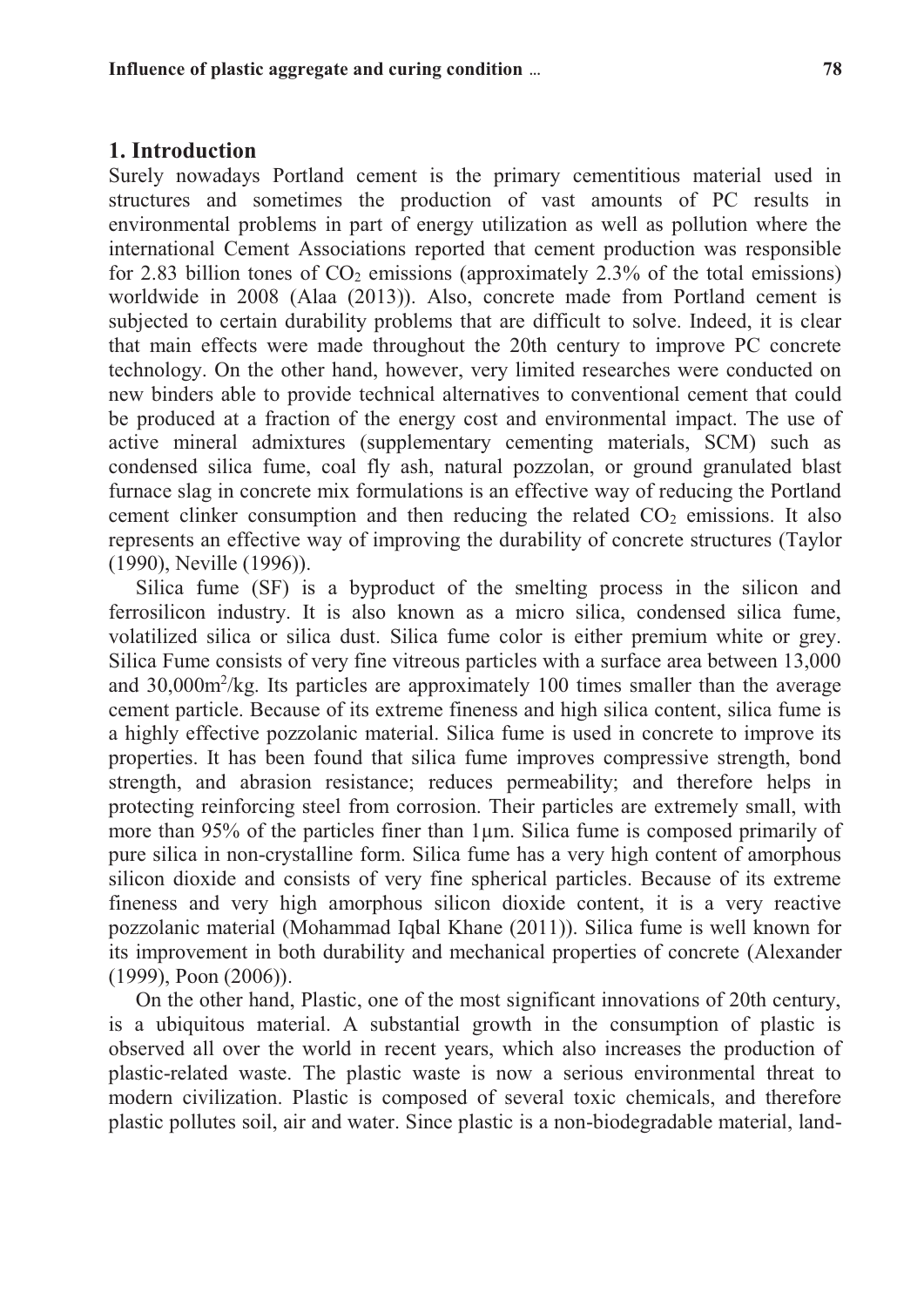## 1. Introduction

Surely nowadays Portland cement is the primary cementitious material used in structures and sometimes the production of vast amounts of PC results in environmental problems in part of energy utilization as well as pollution where the international Cement Associations reported that cement production was responsible for 2.83 billion tones of $CO_2$ emissions (approximately 2.3% of the total emissions) worldwide in 2008 (Alaa (2013)). Also, concrete made from Portland cement is subjected to certain durability problems that are difficult to solve. Indeed, it is clear that main effects were made throughout the 20th century to improve PC concrete technology. On the other hand, however, very limited researches were conducted on new binders able to provide technical alternatives to conventional cement that could be produced at a fraction of the energy cost and environmental impact. The use of active mineral admixtures (supplementary cementing materials, SCM) such as condensed silica fume, coal fly ash, natural pozzolan, or ground granulated blast furnace slag in concrete mix formulations is an effective way of reducing the Portland cement clinker consumption and then reducing the related $CO_2$ emissions. It also represents an effective way of improving the durability of concrete structures (Taylor (1990), Neville (1996)).

Silica fume (SF) is a byproduct of the smelting process in the silicon and ferrosilicon industry. It is also known as a micro silica, condensed silica fume, volatilized silica or silica dust. Silica fume color is either premium white or grey. Silica Fume consists of very fine vitreous particles with a surface area between 13,000 and 30,000$m^2$/kg. Its particles are approximately 100 times smaller than the average cement particle. Because of its extreme fineness and high silica content, silica fume is a highly effective pozzolanic material. Silica fume is used in concrete to improve its properties. It has been found that silica fume improves compressive strength, bond strength, and abrasion resistance; reduces permeability; and therefore helps in protecting reinforcing steel from corrosion. Their particles are extremely small, with more than 95% of the particles finer than 1μm. Silica fume is composed primarily of pure silica in non-crystalline form. Silica fume has a very high content of amorphous silicon dioxide and consists of very fine spherical particles. Because of its extreme fineness and very high amorphous silicon dioxide content, it is a very reactive pozzolanic material (Mohammad Iqbal Khane (2011)). Silica fume is well known for its improvement in both durability and mechanical properties of concrete (Alexander (1999), Poon (2006)).

On the other hand, Plastic, one of the most significant innovations of 20th century, is a ubiquitous material. A substantial growth in the consumption of plastic is observed all over the world in recent years, which also increases the production of plastic-related waste. The plastic waste is now a serious environmental threat to modern civilization. Plastic is composed of several toxic chemicals, and therefore plastic pollutes soil, air and water. Since plastic is a non-biodegradable material, land-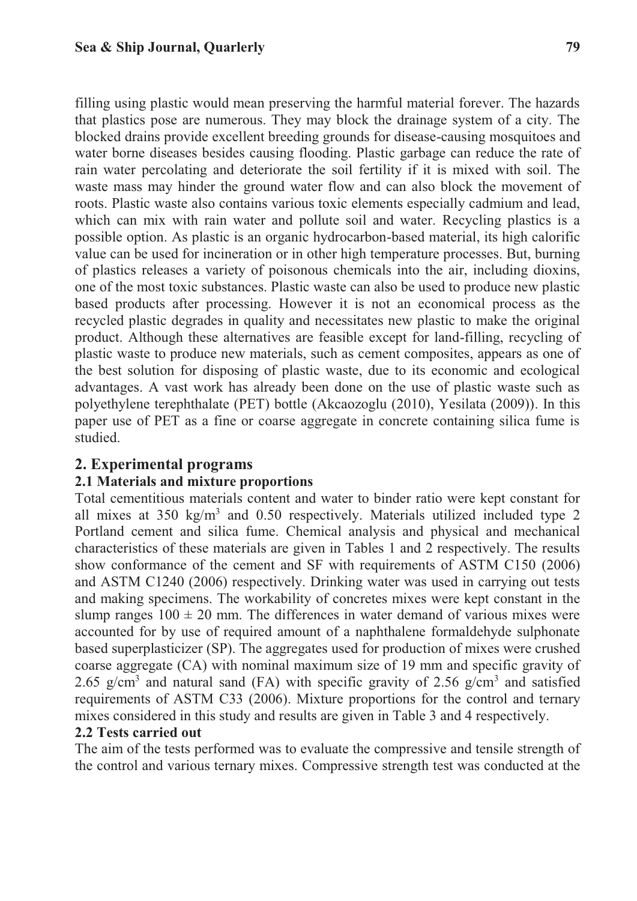filling using plastic would mean preserving the harmful material forever. The hazards that plastics pose are numerous. They may block the drainage system of a city. The blocked drains provide excellent breeding grounds for disease-causing mosquitoes and water borne diseases besides causing flooding. Plastic garbage can reduce the rate of rain water percolating and deteriorate the soil fertility if it is mixed with soil. The waste mass may hinder the ground water flow and can also block the movement of roots. Plastic waste also contains various toxic elements especially cadmium and lead, which can mix with rain water and pollute soil and water. Recycling plastics is a possible option. As plastic is an organic hydrocarbon-based material, its high calorific value can be used for incineration or in other high temperature processes. But, burning of plastics releases a variety of poisonous chemicals into the air, including dioxins, one of the most toxic substances. Plastic waste can also be used to produce new plastic based products after processing. However it is not an economical process as the recycled plastic degrades in quality and necessitates new plastic to make the original product. Although these alternatives are feasible except for land-filling, recycling of plastic waste to produce new materials, such as cement composites, appears as one of the best solution for disposing of plastic waste, due to its economic and ecological advantages. A vast work has already been done on the use of plastic waste such as polyethylene terephthalate (PET) bottle (Akcaozoglu (2010), Yesilata (2009)). In this paper use of PET as a fine or coarse aggregate in concrete containing silica fume is studied.

## 2. Experimental programs

### 2.1 Materials and mixture proportions

Total cementitious materials content and water to binder ratio were kept constant for all mixes at 350 kg/m$^3$ and 0.50 respectively. Materials utilized included type 2 Portland cement and silica fume. Chemical analysis and physical and mechanical characteristics of these materials are given in Tables 1 and 2 respectively. The results show conformance of the cement and SF with requirements of ASTM C150 (2006) and ASTM C1240 (2006) respectively. Drinking water was used in carrying out tests and making specimens. The workability of concretes mixes were kept constant in the slump ranges $100 \pm 20$ mm. The differences in water demand of various mixes were accounted for by use of required amount of a naphthalene formaldehyde sulphonate based superplasticizer (SP). The aggregates used for production of mixes were crushed coarse aggregate (CA) with nominal maximum size of 19 mm and specific gravity of 2.65 g/cm$^3$ and natural sand (FA) with specific gravity of 2.56 g/cm$^3$ and satisfied requirements of ASTM C33 (2006). Mixture proportions for the control and ternary mixes considered in this study and results are given in Table 3 and 4 respectively.

### 2.2 Tests carried out

The aim of the tests performed was to evaluate the compressive and tensile strength of the control and various ternary mixes. Compressive strength test was conducted at the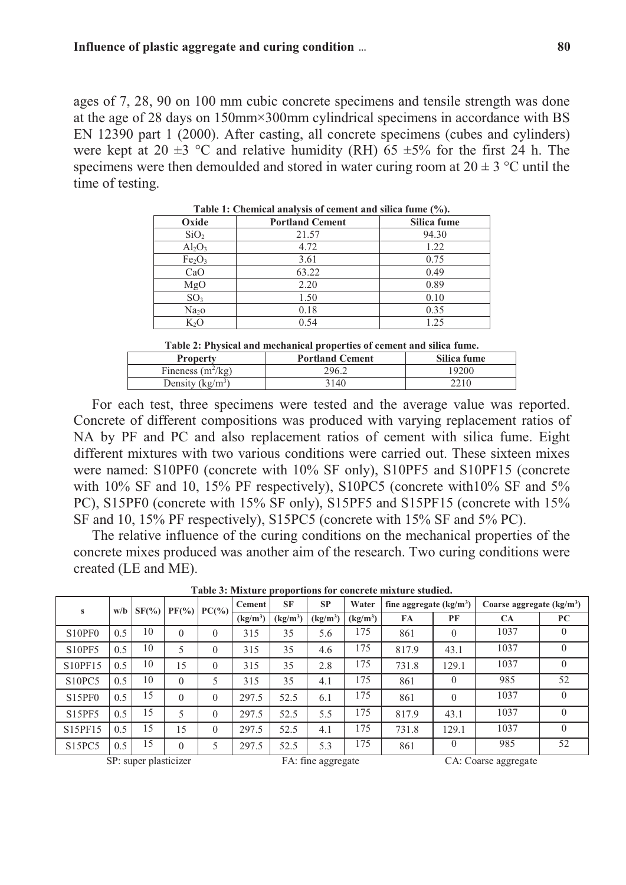ages of 7, 28, 90 on 100 mm cubic concrete specimens and tensile strength was done at the age of 28 days on 150mm×300mm cylindrical specimens in accordance with BS EN 12390 part 1 (2000). After casting, all concrete specimens (cubes and cylinders) were kept at 20 ±3 °C and relative humidity (RH) 65 ±5% for the first 24 h. The specimens were then demoulded and stored in water curing room at 20 ± 3 °C until the time of testing.

**Table 1: Chemical analysis of cement and silica fume (%).**

| Oxide | Portland Cement | Silica fume |
|---|---|---|
| $SiO_2$ | 21.57 | 94.30 |
| $Al_2O_3$ | 4.72 | 1.22 |
| $Fe_2O_3$ | 3.61 | 0.75 |
| CaO | 63.22 | 0.49 |
| MgO | 2.20 | 0.89 |
| $SO_3$ | 1.50 | 0.10 |
| $Na_2o$ | 0.18 | 0.35 |
| $K_2O$ | 0.54 | 1.25 |

**Table 2: Physical and mechanical properties of cement and silica fume.**

| Property | Portland Cement | Silica fume |
|---|---|---|
| Fineness ($m^2/kg$) | 296.2 | 19200 |
| Density ($kg/m^3$) | 3140 | 2210 |

For each test, three specimens were tested and the average value was reported. Concrete of different compositions was produced with varying replacement ratios of NA by PF and PC and also replacement ratios of cement with silica fume. Eight different mixtures with two various conditions were carried out. These sixteen mixes were named: S10PF0 (concrete with 10% SF only), S10PF5 and S10PF15 (concrete with 10% SF and 10, 15% PF respectively), S10PC5 (concrete with10% SF and 5% PC), S15PF0 (concrete with 15% SF only), S15PF5 and S15PF15 (concrete with 15% SF and 10, 15% PF respectively), S15PC5 (concrete with 15% SF and 5% PC).

The relative influence of the curing conditions on the mechanical properties of the concrete mixes produced was another aim of the research. Two curing conditions were created (LE and ME).

**Table 3: Mixture proportions for concrete mixture studied.**

| s | w/b | SF(%) | PF(%) | PC(%) | Cement ($kg/m^3$) | SF ($kg/m^3$) | SP ($kg/m^3$) | Water ($kg/m^3$) | fine aggregate ($kg/m^3$) | | Coarse aggregate ($kg/m^3$) | |
|---|---|---|---|---|---|---|---|---|---|---|---|---|
| | | | | | | | | | FA | PF | CA | PC |
| S10PF0 | 0.5 | 10 | 0 | 0 | 315 | 35 | 5.6 | 175 | 861 | 0 | 1037 | 0 |
| S10PF5 | 0.5 | 10 | 5 | 0 | 315 | 35 | 4.6 | 175 | 817.9 | 43.1 | 1037 | 0 |
| S10PF15 | 0.5 | 10 | 15 | 0 | 315 | 35 | 2.8 | 175 | 731.8 | 129.1 | 1037 | 0 |
| S10PC5 | 0.5 | 10 | 0 | 5 | 315 | 35 | 4.1 | 175 | 861 | 0 | 985 | 52 |
| S15PF0 | 0.5 | 15 | 0 | 0 | 297.5 | 52.5 | 6.1 | 175 | 861 | 0 | 1037 | 0 |
| S15PF5 | 0.5 | 15 | 5 | 0 | 297.5 | 52.5 | 5.5 | 175 | 817.9 | 43.1 | 1037 | 0 |
| S15PF15 | 0.5 | 15 | 15 | 0 | 297.5 | 52.5 | 4.1 | 175 | 731.8 | 129.1 | 1037 | 0 |
| S15PC5 | 0.5 | 15 | 0 | 5 | 297.5 | 52.5 | 5.3 | 175 | 861 | 0 | 985 | 52 |

SP: super plasticizer FA: fine aggregate CA: Coarse aggregate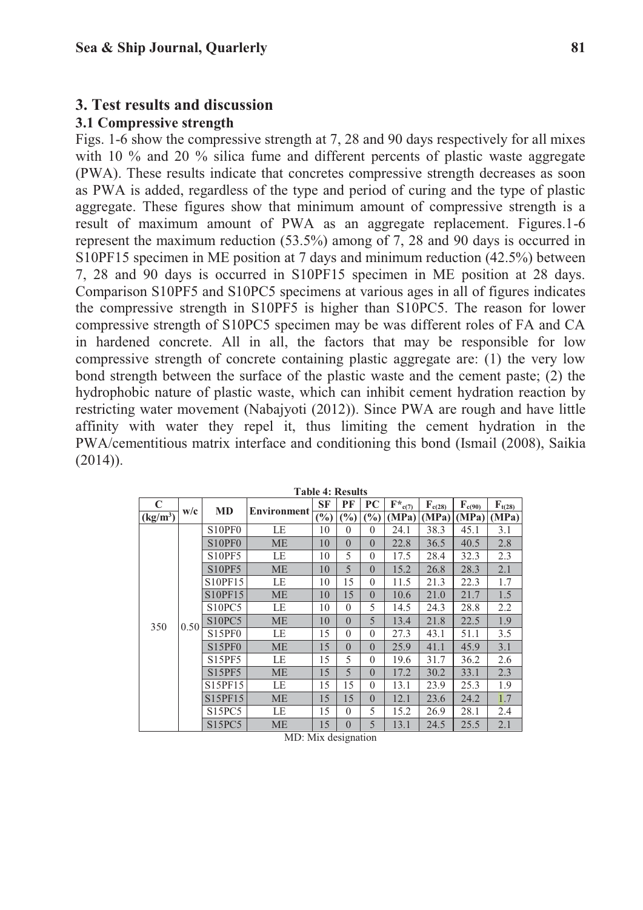## 3. Test results and discussion

### 3.1 Compressive strength

Figs. 1-6 show the compressive strength at 7, 28 and 90 days respectively for all mixes with 10 % and 20 % silica fume and different percents of plastic waste aggregate (PWA). These results indicate that concretes compressive strength decreases as soon as PWA is added, regardless of the type and period of curing and the type of plastic aggregate. These figures show that minimum amount of compressive strength is a result of maximum amount of PWA as an aggregate replacement. Figures.1-6 represent the maximum reduction (53.5%) among of 7, 28 and 90 days is occurred in S10PF15 specimen in ME position at 7 days and minimum reduction (42.5%) between 7, 28 and 90 days is occurred in S10PF15 specimen in ME position at 28 days. Comparison S10PF5 and S10PC5 specimens at various ages in all of figures indicates the compressive strength in S10PF5 is higher than S10PC5. The reason for lower compressive strength of S10PC5 specimen may be was different roles of FA and CA in hardened concrete. All in all, the factors that may be responsible for low compressive strength of concrete containing plastic aggregate are: (1) the very low bond strength between the surface of the plastic waste and the cement paste; (2) the hydrophobic nature of plastic waste, which can inhibit cement hydration reaction by restricting water movement (Nabajyoti (2012)). Since PWA are rough and have little affinity with water they repel it, thus limiting the cement hydration in the PWA/cementitious matrix interface and conditioning this bond (Ismail (2008), Saikia (2014)).

**Table 4: Results**

| C ($kg/m^3$) | w/c | MD | Environment | SF (%) | PF (%) | PC (%) | $F^*_{c(7)}$ (MPa) | $F_{c(28)}$ (MPa) | $F_{c(90)}$ (MPa) | $F_{t(28)}$ (MPa) |
|---|---|---|---|---|---|---|---|---|---|---|
| 350 | 0.50 | S10PF0 | LE | 10 | 0 | 0 | 24.1 | 38.3 | 45.1 | 3.1 |
| | | S10PF0 | ME | 10 | 0 | 0 | 22.8 | 36.5 | 40.5 | 2.8 |
| | | S10PF5 | LE | 10 | 5 | 0 | 17.5 | 28.4 | 32.3 | 2.3 |
| | | S10PF5 | ME | 10 | 5 | 0 | 15.2 | 26.8 | 28.3 | 2.1 |
| | | S10PF15 | LE | 10 | 15 | 0 | 11.5 | 21.3 | 22.3 | 1.7 |
| | | S10PF15 | ME | 10 | 15 | 0 | 10.6 | 21.0 | 21.7 | 1.5 |
| | | S10PC5 | LE | 10 | 0 | 5 | 14.5 | 24.3 | 28.8 | 2.2 |
| | | S10PC5 | ME | 10 | 0 | 5 | 13.4 | 21.8 | 22.5 | 1.9 |
| | | S15PF0 | LE | 15 | 0 | 0 | 27.3 | 43.1 | 51.1 | 3.5 |
| | | S15PF0 | ME | 15 | 0 | 0 | 25.9 | 41.1 | 45.9 | 3.1 |
| | | S15PF5 | LE | 15 | 5 | 0 | 19.6 | 31.7 | 36.2 | 2.6 |
| | | S15PF5 | ME | 15 | 5 | 0 | 17.2 | 30.2 | 33.1 | 2.3 |
| | | S15PF15 | LE | 15 | 15 | 0 | 13.1 | 23.9 | 25.3 | 1.9 |
| | | S15PF15 | ME | 15 | 15 | 0 | 12.1 | 23.6 | 24.2 | 1.7 |
| | | S15PC5 | LE | 15 | 0 | 5 | 15.2 | 26.9 | 28.1 | 2.4 |
| | | S15PC5 | ME | 15 | 0 | 5 | 13.1 | 24.5 | 25.5 | 2.1 |

MD: Mix designation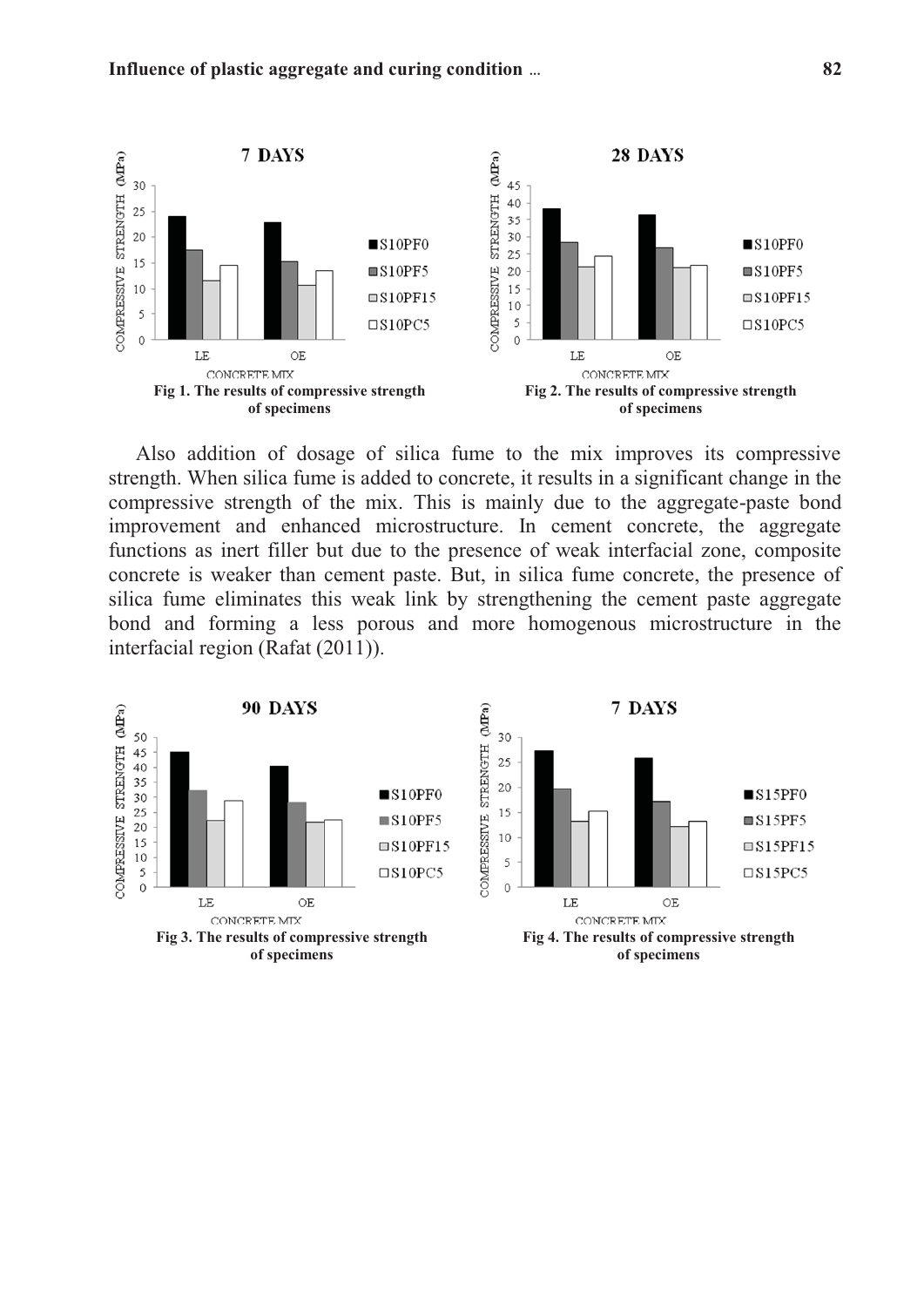Fig 1. The results of compressive strength of specimens

Fig 2. The results of compressive strength of specimens

Also addition of dosage of silica fume to the mix improves its compressive strength. When silica fume is added to concrete, it results in a significant change in the compressive strength of the mix. This is mainly due to the aggregate-paste bond improvement and enhanced microstructure. In cement concrete, the aggregate functions as inert filler but due to the presence of weak interfacial zone, composite concrete is weaker than cement paste. But, in silica fume concrete, the presence of silica fume eliminates this weak link by strengthening the cement paste aggregate bond and forming a less porous and more homogenous microstructure in the interfacial region (Rafat (2011)).

Fig 3. The results of compressive strength of specimens

Fig 4. The results of compressive strength of specimens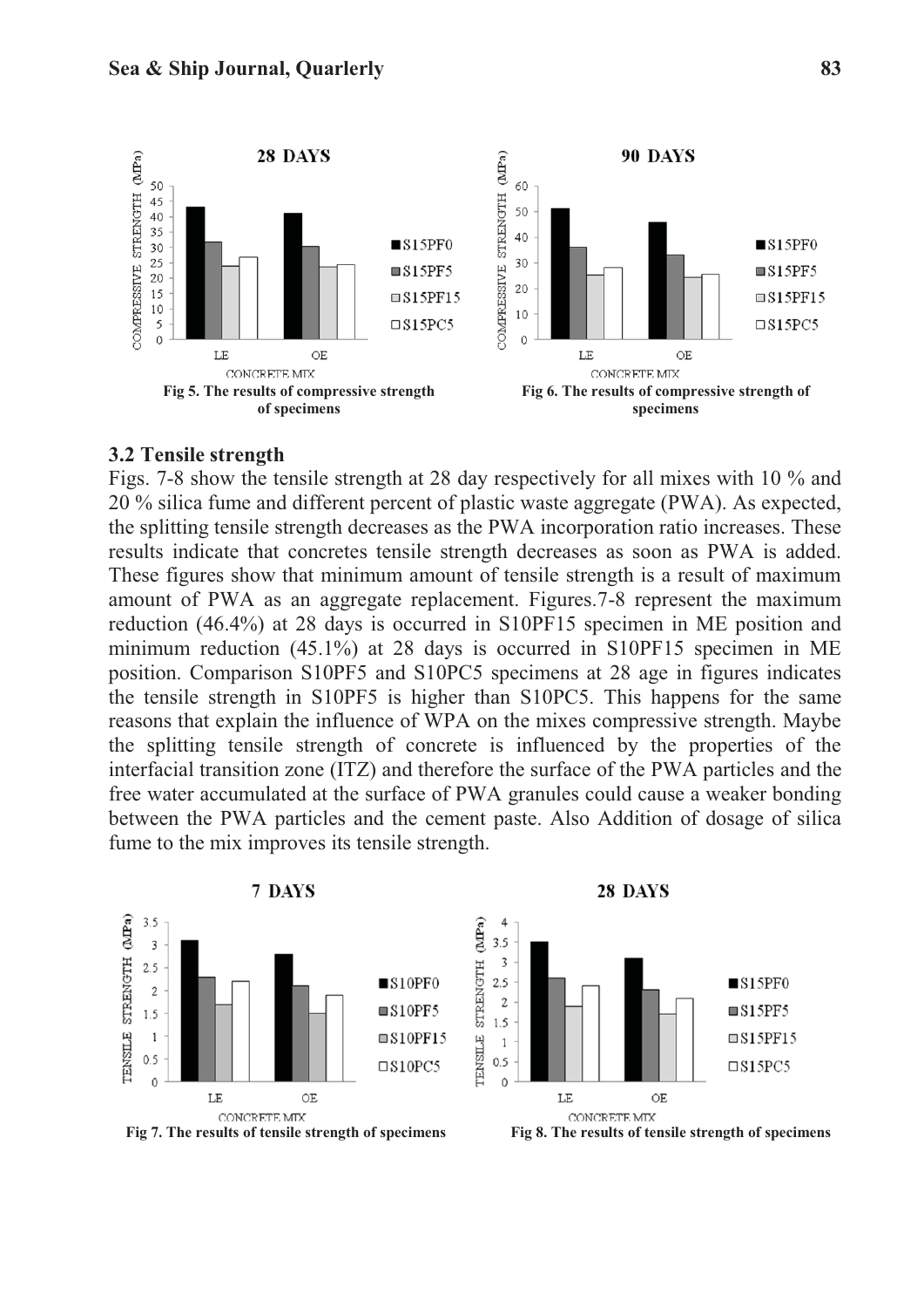Fig 5. The results of compressive strength of specimens

Fig 6. The results of compressive strength of specimens

### 3.2 Tensile strength

Figs. 7-8 show the tensile strength at 28 day respectively for all mixes with 10 % and 20 % silica fume and different percent of plastic waste aggregate (PWA). As expected, the splitting tensile strength decreases as the PWA incorporation ratio increases. These results indicate that concretes tensile strength decreases as soon as PWA is added. These figures show that minimum amount of tensile strength is a result of maximum amount of PWA as an aggregate replacement. Figures.7-8 represent the maximum reduction (46.4%) at 28 days is occurred in S10PF15 specimen in ME position and minimum reduction (45.1%) at 28 days is occurred in S10PF15 specimen in ME position. Comparison S10PF5 and S10PC5 specimens at 28 age in figures indicates the tensile strength in S10PF5 is higher than S10PC5. This happens for the same reasons that explain the influence of WPA on the mixes compressive strength. Maybe the splitting tensile strength of concrete is influenced by the properties of the interfacial transition zone (ITZ) and therefore the surface of the PWA particles and the free water accumulated at the surface of PWA granules could cause a weaker bonding between the PWA particles and the cement paste. Also Addition of dosage of silica fume to the mix improves its tensile strength.

Fig 7. The results of tensile strength of specimens

Fig 8. The results of tensile strength of specimens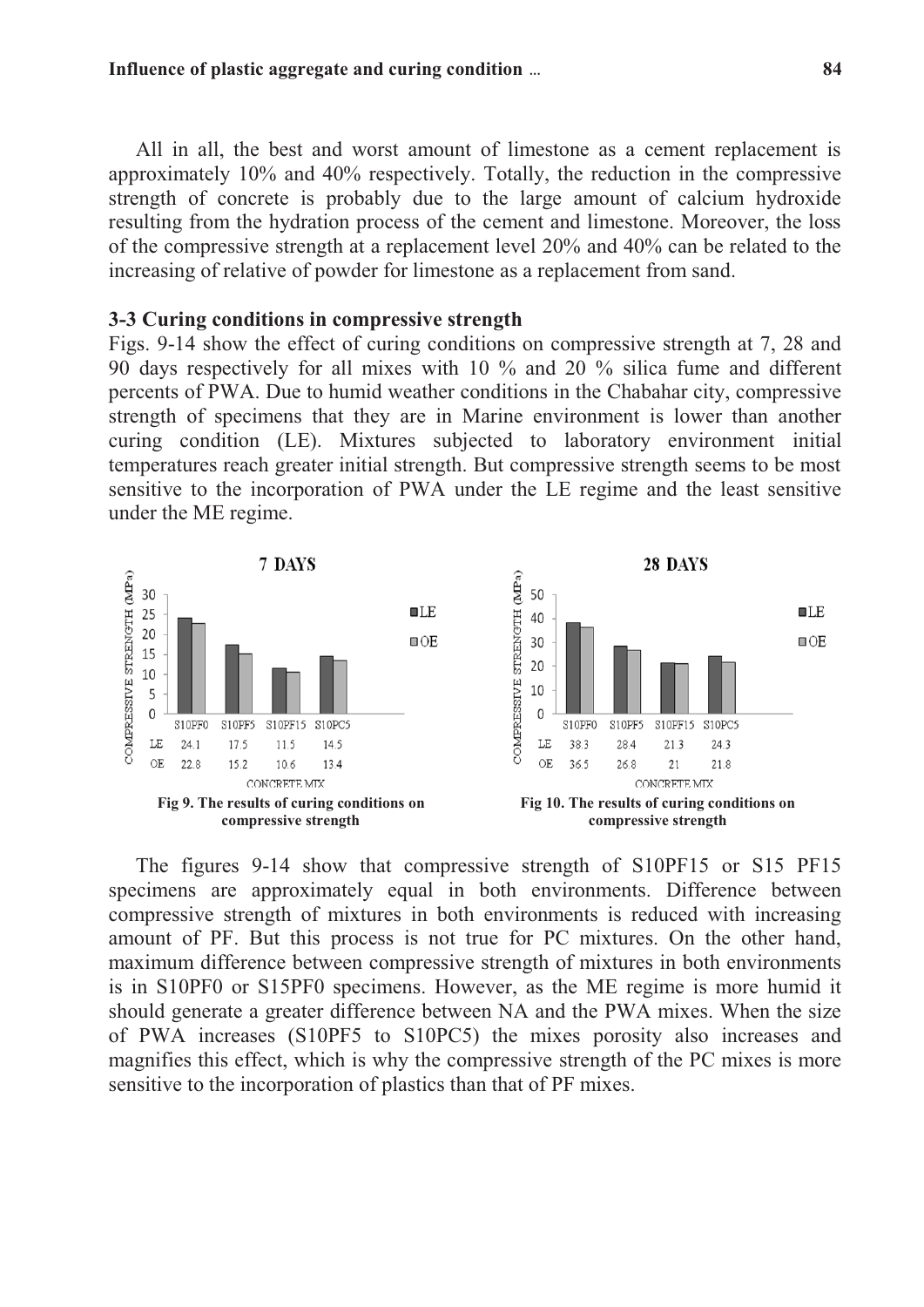All in all, the best and worst amount of limestone as a cement replacement is approximately 10% and 40% respectively. Totally, the reduction in the compressive strength of concrete is probably due to the large amount of calcium hydroxide resulting from the hydration process of the cement and limestone. Moreover, the loss of the compressive strength at a replacement level 20% and 40% can be related to the increasing of relative of powder for limestone as a replacement from sand.

### 3-3 Curing conditions in compressive strength

Figs. 9-14 show the effect of curing conditions on compressive strength at 7, 28 and 90 days respectively for all mixes with 10 % and 20 % silica fume and different percents of PWA. Due to humid weather conditions in the Chabahar city, compressive strength of specimens that they are in Marine environment is lower than another curing condition (LE). Mixtures subjected to laboratory environment initial temperatures reach greater initial strength. But compressive strength seems to be most sensitive to the incorporation of PWA under the LE regime and the least sensitive under the ME regime.

**7 DAYS** — Compressive strength (MPa)

| Concrete mix | S10PF0 | S10PF5 | S10PF15 | S10PC5 |
|---|---|---|---|---|
| LE | 24.1 | 17.5 | 11.5 | 14.5 |
| OE | 22.8 | 15.2 | 10.6 | 13.4 |

**Fig 9. The results of curing conditions on compressive strength**

**28 DAYS** — Compressive strength (MPa)

| Concrete mix | S10PF0 | S10PF5 | S10PF15 | S10PC5 |
|---|---|---|---|---|
| LE | 38.3 | 28.4 | 21.3 | 24.3 |
| OE | 36.5 | 26.8 | 21 | 21.8 |

**Fig 10. The results of curing conditions on compressive strength**

The figures 9-14 show that compressive strength of S10PF15 or S15 PF15 specimens are approximately equal in both environments. Difference between compressive strength of mixtures in both environments is reduced with increasing amount of PF. But this process is not true for PC mixtures. On the other hand, maximum difference between compressive strength of mixtures in both environments is in S10PF0 or S15PF0 specimens. However, as the ME regime is more humid it should generate a greater difference between NA and the PWA mixes. When the size of PWA increases (S10PF5 to S10PC5) the mixes porosity also increases and magnifies this effect, which is why the compressive strength of the PC mixes is more sensitive to the incorporation of plastics than that of PF mixes.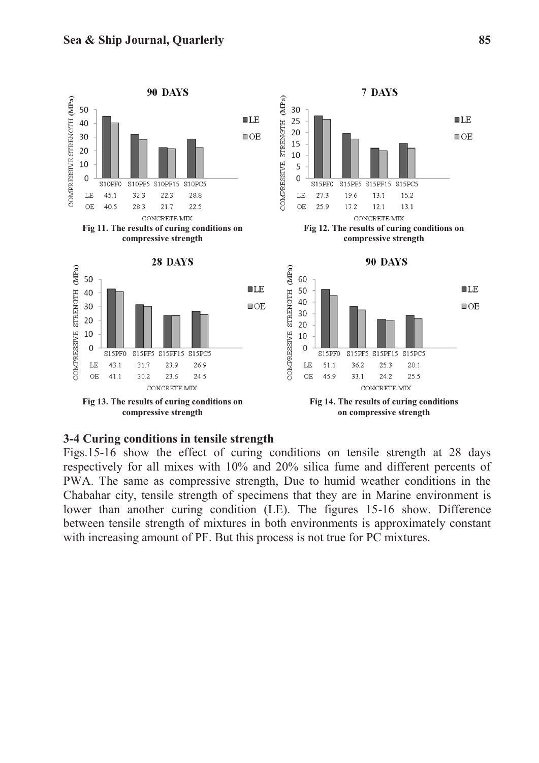**90 DAYS**

| CONCRETE MIX | S10PF0 | S10PF5 | S10PF15 | S10PC5 |
|---|---|---|---|---|
| LE | 45.1 | 32.3 | 22.3 | 28.8 |
| OE | 40.5 | 28.3 | 21.7 | 22.5 |

**Fig 11. The results of curing conditions on compressive strength**

**7 DAYS**

| CONCRETE MIX | S15PF0 | S15PF5 | S15PF15 | S15PC5 |
|---|---|---|---|---|
| LE | 27.3 | 19.6 | 13.1 | 15.2 |
| OE | 25.9 | 17.2 | 12.1 | 13.1 |

**Fig 12. The results of curing conditions on compressive strength**

**28 DAYS**

| CONCRETE MIX | S15PF0 | S15PF5 | S15PF15 | S15PC5 |
|---|---|---|---|---|
| LE | 43.1 | 31.7 | 23.9 | 26.9 |
| OE | 41.1 | 30.2 | 23.6 | 24.5 |

**Fig 13. The results of curing conditions on compressive strength**

**90 DAYS**

| CONCRETE MIX | S15PF0 | S15PF5 | S15PF15 | S15PC5 |
|---|---|---|---|---|
| LE | 51.1 | 36.2 | 25.3 | 28.1 |
| OE | 45.9 | 33.1 | 24.2 | 25.5 |

**Fig 14. The results of curing conditions on compressive strength**

### 3-4 Curing conditions in tensile strength

Figs.15-16 show the effect of curing conditions on tensile strength at 28 days respectively for all mixes with 10% and 20% silica fume and different percents of PWA. The same as compressive strength, Due to humid weather conditions in the Chabahar city, tensile strength of specimens that they are in Marine environment is lower than another curing condition (LE). The figures 15-16 show. Difference between tensile strength of mixtures in both environments is approximately constant with increasing amount of PF. But this process is not true for PC mixtures.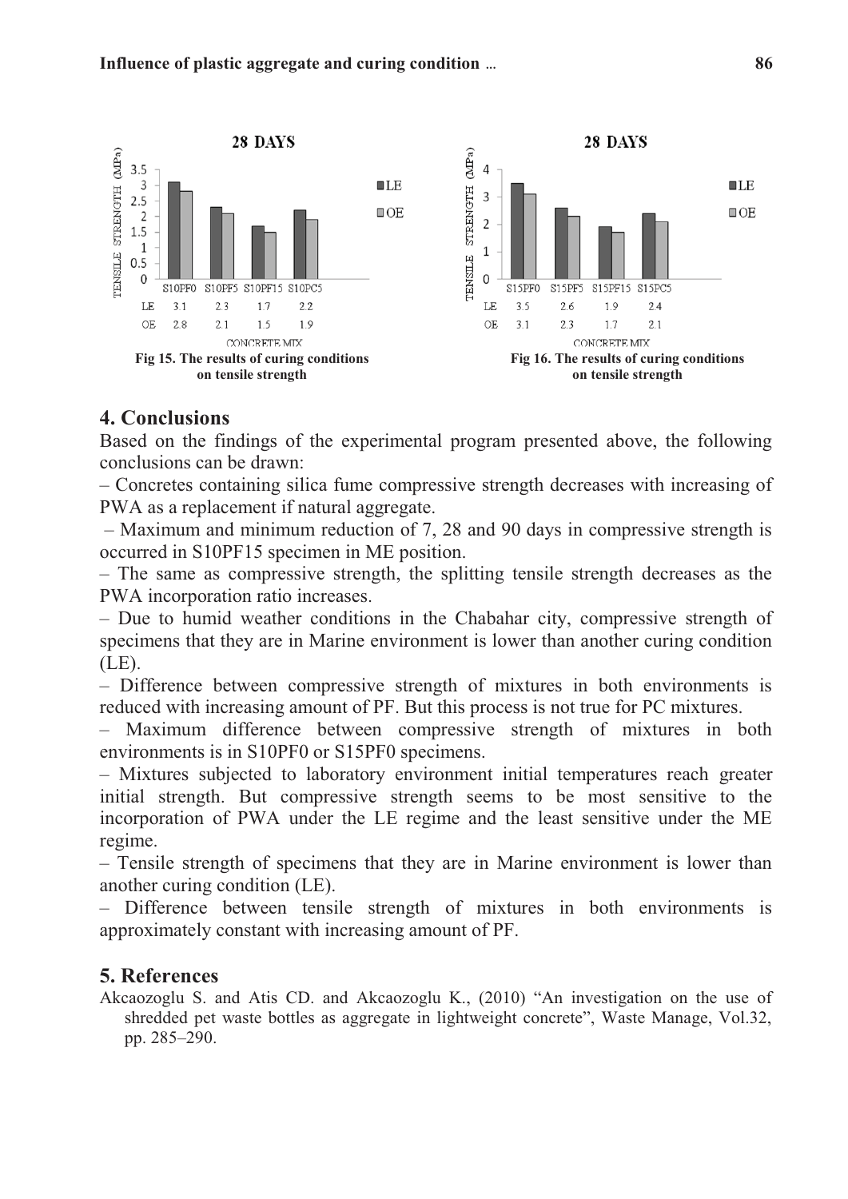**28 DAYS**

| | S10PF0 | S10PF5 | S10PF15 | S10PC5 |
|---|---|---|---|---|
| LE | 3.1 | 2.3 | 1.7 | 2.2 |
| OE | 2.8 | 2.1 | 1.5 | 1.9 |

Fig 15. The results of curing conditions on tensile strength

**28 DAYS**

| | S15PF0 | S15PF5 | S15PF15 | S15PC5 |
|---|---|---|---|---|
| LE | 3.5 | 2.6 | 1.9 | 2.4 |
| OE | 3.1 | 2.3 | 1.7 | 2.1 |

Fig 16. The results of curing conditions on tensile strength

## 4. Conclusions

Based on the findings of the experimental program presented above, the following conclusions can be drawn:

– Concretes containing silica fume compressive strength decreases with increasing of PWA as a replacement if natural aggregate.

– Maximum and minimum reduction of 7, 28 and 90 days in compressive strength is occurred in S10PF15 specimen in ME position.

– The same as compressive strength, the splitting tensile strength decreases as the PWA incorporation ratio increases.

– Due to humid weather conditions in the Chabahar city, compressive strength of specimens that they are in Marine environment is lower than another curing condition (LE).

– Difference between compressive strength of mixtures in both environments is reduced with increasing amount of PF. But this process is not true for PC mixtures.

– Maximum difference between compressive strength of mixtures in both environments is in S10PF0 or S15PF0 specimens.

– Mixtures subjected to laboratory environment initial temperatures reach greater initial strength. But compressive strength seems to be most sensitive to the incorporation of PWA under the LE regime and the least sensitive under the ME regime.

– Tensile strength of specimens that they are in Marine environment is lower than another curing condition (LE).

– Difference between tensile strength of mixtures in both environments is approximately constant with increasing amount of PF.

## 5. References

Akcaozoglu S. and Atis CD. and Akcaozoglu K., (2010) "An investigation on the use of shredded pet waste bottles as aggregate in lightweight concrete", Waste Manage, Vol.32, pp. 285–290.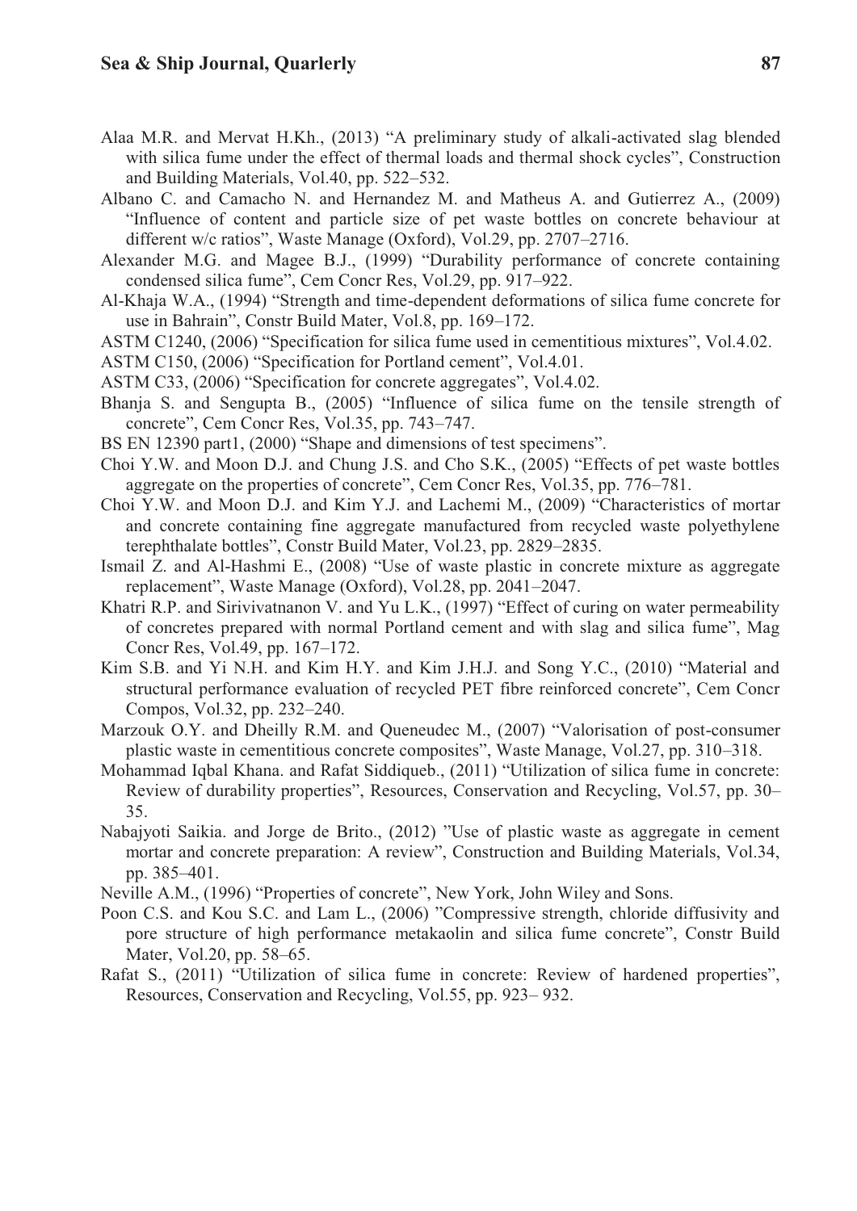Alaa M.R. and Mervat H.Kh., (2013) "A preliminary study of alkali-activated slag blended with silica fume under the effect of thermal loads and thermal shock cycles", Construction and Building Materials, Vol.40, pp. 522–532.

Albano C. and Camacho N. and Hernandez M. and Matheus A. and Gutierrez A., (2009) "Influence of content and particle size of pet waste bottles on concrete behaviour at different w/c ratios", Waste Manage (Oxford), Vol.29, pp. 2707–2716.

Alexander M.G. and Magee B.J., (1999) "Durability performance of concrete containing condensed silica fume", Cem Concr Res, Vol.29, pp. 917–922.

Al-Khaja W.A., (1994) "Strength and time-dependent deformations of silica fume concrete for use in Bahrain", Constr Build Mater, Vol.8, pp. 169–172.

ASTM C1240, (2006) "Specification for silica fume used in cementitious mixtures", Vol.4.02.

ASTM C150, (2006) "Specification for Portland cement", Vol.4.01.

ASTM C33, (2006) "Specification for concrete aggregates", Vol.4.02.

Bhanja S. and Sengupta B., (2005) "Influence of silica fume on the tensile strength of concrete", Cem Concr Res, Vol.35, pp. 743–747.

BS EN 12390 part1, (2000) "Shape and dimensions of test specimens".

Choi Y.W. and Moon D.J. and Chung J.S. and Cho S.K., (2005) "Effects of pet waste bottles aggregate on the properties of concrete", Cem Concr Res, Vol.35, pp. 776–781.

Choi Y.W. and Moon D.J. and Kim Y.J. and Lachemi M., (2009) "Characteristics of mortar and concrete containing fine aggregate manufactured from recycled waste polyethylene terephthalate bottles", Constr Build Mater, Vol.23, pp. 2829–2835.

Ismail Z. and Al-Hashmi E., (2008) "Use of waste plastic in concrete mixture as aggregate replacement", Waste Manage (Oxford), Vol.28, pp. 2041–2047.

Khatri R.P. and Sirivivatnanon V. and Yu L.K., (1997) "Effect of curing on water permeability of concretes prepared with normal Portland cement and with slag and silica fume", Mag Concr Res, Vol.49, pp. 167–172.

Kim S.B. and Yi N.H. and Kim H.Y. and Kim J.H.J. and Song Y.C., (2010) "Material and structural performance evaluation of recycled PET fibre reinforced concrete", Cem Concr Compos, Vol.32, pp. 232–240.

Marzouk O.Y. and Dheilly R.M. and Queneudec M., (2007) "Valorisation of post-consumer plastic waste in cementitious concrete composites", Waste Manage, Vol.27, pp. 310–318.

Mohammad Iqbal Khana. and Rafat Siddiqueb., (2011) "Utilization of silica fume in concrete: Review of durability properties", Resources, Conservation and Recycling, Vol.57, pp. 30–35.

Nabajyoti Saikia. and Jorge de Brito., (2012) "Use of plastic waste as aggregate in cement mortar and concrete preparation: A review", Construction and Building Materials, Vol.34, pp. 385–401.

Neville A.M., (1996) "Properties of concrete", New York, John Wiley and Sons.

Poon C.S. and Kou S.C. and Lam L., (2006) "Compressive strength, chloride diffusivity and pore structure of high performance metakaolin and silica fume concrete", Constr Build Mater, Vol.20, pp. 58–65.

Rafat S., (2011) "Utilization of silica fume in concrete: Review of hardened properties", Resources, Conservation and Recycling, Vol.55, pp. 923– 932.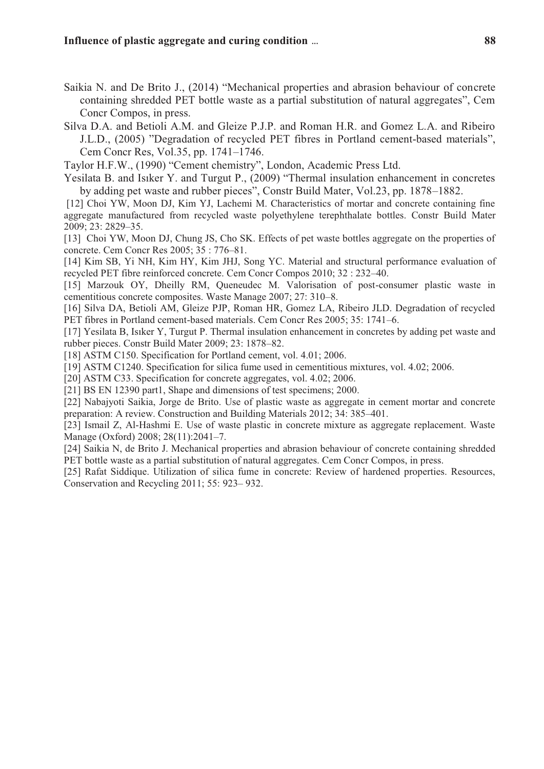Saikia N. and De Brito J., (2014) “Mechanical properties and abrasion behaviour of concrete containing shredded PET bottle waste as a partial substitution of natural aggregates”, Cem Concr Compos, in press.

Silva D.A. and Betioli A.M. and Gleize P.J.P. and Roman H.R. and Gomez L.A. and Ribeiro J.L.D., (2005) ”Degradation of recycled PET fibres in Portland cement-based materials”, Cem Concr Res, Vol.35, pp. 1741–1746.

Taylor H.F.W., (1990) “Cement chemistry”, London, Academic Press Ltd.

Yesilata B. and Isıker Y. and Turgut P., (2009) “Thermal insulation enhancement in concretes by adding pet waste and rubber pieces”, Constr Build Mater, Vol.23, pp. 1878–1882.

[12] Choi YW, Moon DJ, Kim YJ, Lachemi M. Characteristics of mortar and concrete containing fine aggregate manufactured from recycled waste polyethylene terephthalate bottles. Constr Build Mater 2009; 23: 2829–35.

[13] Choi YW, Moon DJ, Chung JS, Cho SK. Effects of pet waste bottles aggregate on the properties of concrete. Cem Concr Res 2005; 35 : 776–81.

[14] Kim SB, Yi NH, Kim HY, Kim JHJ, Song YC. Material and structural performance evaluation of recycled PET fibre reinforced concrete. Cem Concr Compos 2010; 32 : 232–40.

[15] Marzouk OY, Dheilly RM, Queneudec M. Valorisation of post-consumer plastic waste in cementitious concrete composites. Waste Manage 2007; 27: 310–8.

[16] Silva DA, Betioli AM, Gleize PJP, Roman HR, Gomez LA, Ribeiro JLD. Degradation of recycled PET fibres in Portland cement-based materials. Cem Concr Res 2005; 35: 1741–6.

[17] Yesilata B, Isıker Y, Turgut P. Thermal insulation enhancement in concretes by adding pet waste and rubber pieces. Constr Build Mater 2009; 23: 1878–82.

[18] ASTM C150. Specification for Portland cement, vol. 4.01; 2006.

[19] ASTM C1240. Specification for silica fume used in cementitious mixtures, vol. 4.02; 2006.

[20] ASTM C33. Specification for concrete aggregates, vol. 4.02; 2006.

[21] BS EN 12390 part1, Shape and dimensions of test specimens; 2000.

[22] Nabajyoti Saikia, Jorge de Brito. Use of plastic waste as aggregate in cement mortar and concrete preparation: A review. Construction and Building Materials 2012; 34: 385–401.

[23] Ismail Z, Al-Hashmi E. Use of waste plastic in concrete mixture as aggregate replacement. Waste Manage (Oxford) 2008; 28(11):2041–7.

[24] Saikia N, de Brito J. Mechanical properties and abrasion behaviour of concrete containing shredded PET bottle waste as a partial substitution of natural aggregates. Cem Concr Compos, in press.

[25] Rafat Siddique. Utilization of silica fume in concrete: Review of hardened properties. Resources, Conservation and Recycling 2011; 55: 923– 932.